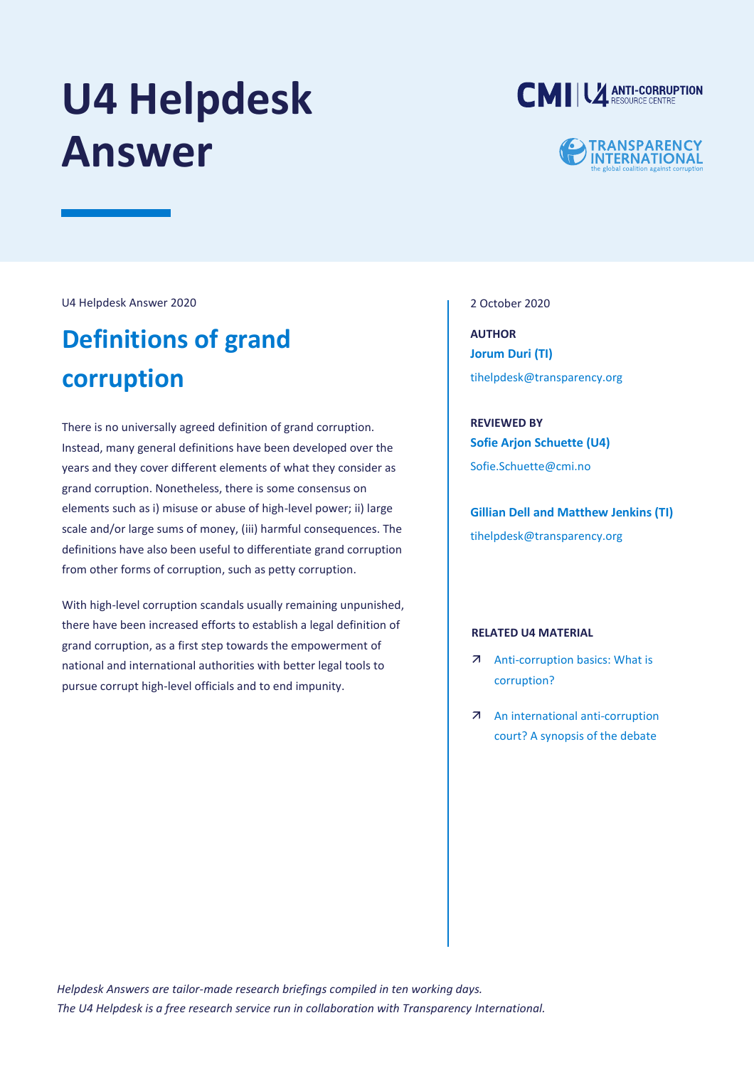# U4 Helpdesk Answer

U4 Helpdesk Answer 2020

## Definitions of grand corruption

There is no universally agreed definition of grand corruption. Instead, many general definitions have been developed over the years and they cover different elements of what they consider as grand corruption. Nonetheless, there is some consensus on elements such as i) misuse or abuse of high-level power; ii) large scale and/or large sums of money, (iii) harmful consequences. The definitions have also been useful to differentiate grand corruption from other forms of corruption, such as petty corruption.

With high-level corruption scandals usually remaining unpunished, there have been increased efforts to establish a legal definition of grand corruption, as a first step towards the empowerment of national and international authorities with better legal tools to pursue corrupt high-level officials and to end impunity.

2 October 2020

**AUTHOR**

**Jorum Duri (TI)**

tihelpdesk@transparency.org

**REVIEWED BY**

**Sofie Arjon Schuette (U4)**

Sofie.Schuette@cmi.no

**Gillian Dell and Matthew Jenkins (TI)**

tihelpdesk@transparency.org

**RELATED U4 MATERIAL**

- Anti-corruption basics: What is corruption?
- An international anti-corruption court? A synopsis of the debate

*Helpdesk Answers are tailor-made research briefings compiled in ten working days.*
*The U4 Helpdesk is a free research service run in collaboration with Transparency International.*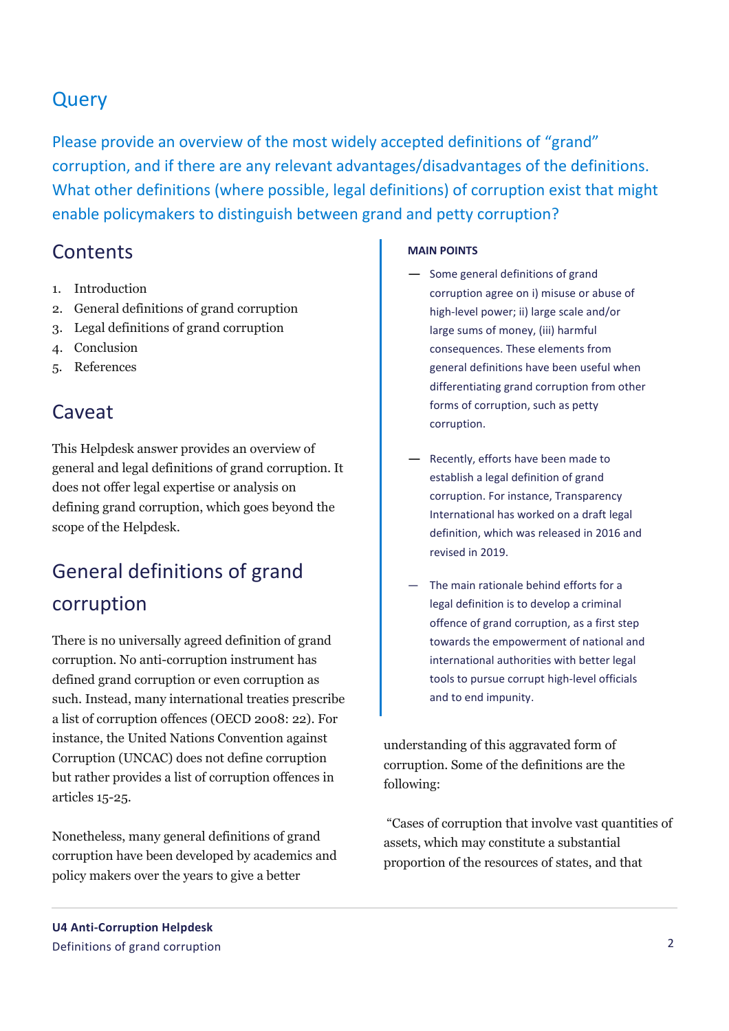## Query

Please provide an overview of the most widely accepted definitions of "grand" corruption, and if there are any relevant advantages/disadvantages of the definitions. What other definitions (where possible, legal definitions) of corruption exist that might enable policymakers to distinguish between grand and petty corruption?

## Contents

1. Introduction
2. General definitions of grand corruption
3. Legal definitions of grand corruption
4. Conclusion
5. References

## Caveat

This Helpdesk answer provides an overview of general and legal definitions of grand corruption. It does not offer legal expertise or analysis on defining grand corruption, which goes beyond the scope of the Helpdesk.

**MAIN POINTS**

- Some general definitions of grand corruption agree on i) misuse or abuse of high-level power; ii) large scale and/or large sums of money, (iii) harmful consequences. These elements from general definitions have been useful when differentiating grand corruption from other forms of corruption, such as petty corruption.
- Recently, efforts have been made to establish a legal definition of grand corruption. For instance, Transparency International has worked on a draft legal definition, which was released in 2016 and revised in 2019.
- The main rationale behind efforts for a legal definition is to develop a criminal offence of grand corruption, as a first step towards the empowerment of national and international authorities with better legal tools to pursue corrupt high-level officials and to end impunity.

## General definitions of grand corruption

There is no universally agreed definition of grand corruption. No anti-corruption instrument has defined grand corruption or even corruption as such. Instead, many international treaties prescribe a list of corruption offences (OECD 2008: 22). For instance, the United Nations Convention against Corruption (UNCAC) does not define corruption but rather provides a list of corruption offences in articles 15-25.

Nonetheless, many general definitions of grand corruption have been developed by academics and policy makers over the years to give a better understanding of this aggravated form of corruption. Some of the definitions are the following:

"Cases of corruption that involve vast quantities of assets, which may constitute a substantial proportion of the resources of states, and that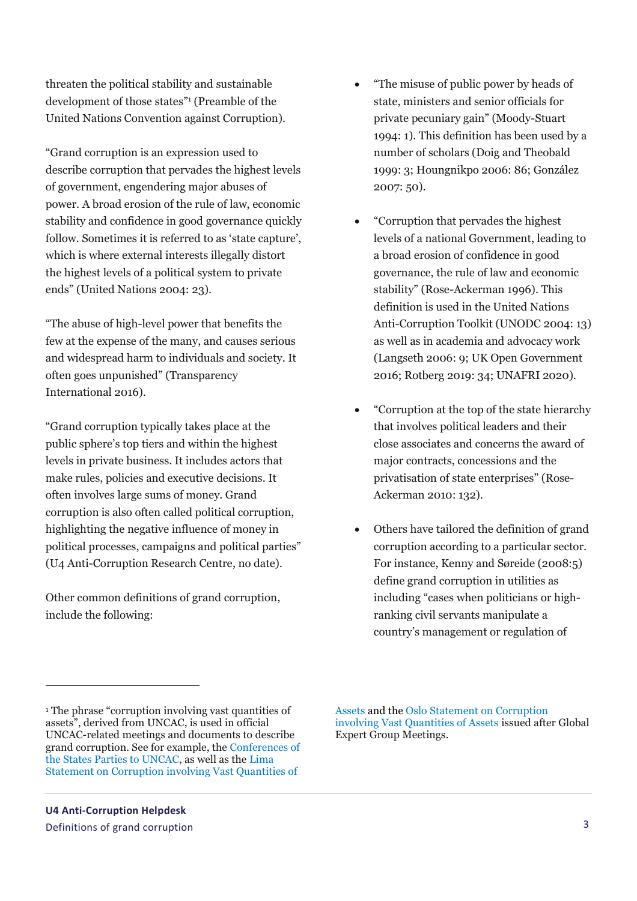threaten the political stability and sustainable development of those states"[1] (Preamble of the United Nations Convention against Corruption).

"Grand corruption is an expression used to describe corruption that pervades the highest levels of government, engendering major abuses of power. A broad erosion of the rule of law, economic stability and confidence in good governance quickly follow. Sometimes it is referred to as 'state capture', which is where external interests illegally distort the highest levels of a political system to private ends" (United Nations 2004: 23).

"The abuse of high-level power that benefits the few at the expense of the many, and causes serious and widespread harm to individuals and society. It often goes unpunished" (Transparency International 2016).

"Grand corruption typically takes place at the public sphere's top tiers and within the highest levels in private business. It includes actors that make rules, policies and executive decisions. It often involves large sums of money. Grand corruption is also often called political corruption, highlighting the negative influence of money in political processes, campaigns and political parties" (U4 Anti-Corruption Research Centre, no date).

Other common definitions of grand corruption, include the following:

- "The misuse of public power by heads of state, ministers and senior officials for private pecuniary gain" (Moody-Stuart 1994: 1). This definition has been used by a number of scholars (Doig and Theobald 1999: 3; Houngnikpo 2006: 86; González 2007: 50).

- "Corruption that pervades the highest levels of a national Government, leading to a broad erosion of confidence in good governance, the rule of law and economic stability" (Rose-Ackerman 1996). This definition is used in the United Nations Anti-Corruption Toolkit (UNODC 2004: 13) as well as in academia and advocacy work (Langseth 2006: 9; UK Open Government 2016; Rotberg 2019: 34; UNAFRI 2020).

- "Corruption at the top of the state hierarchy that involves political leaders and their close associates and concerns the award of major contracts, concessions and the privatisation of state enterprises" (Rose-Ackerman 2010: 132).

- Others have tailored the definition of grand corruption according to a particular sector. For instance, Kenny and Søreide (2008:5) define grand corruption in utilities as including "cases when politicians or high-ranking civil servants manipulate a country's management or regulation of

---

[1] The phrase "corruption involving vast quantities of assets", derived from UNCAC, is used in official UNCAC-related meetings and documents to describe grand corruption. See for example, the Conferences of the States Parties to UNCAC, as well as the Lima Statement on Corruption involving Vast Quantities of Assets and the Oslo Statement on Corruption involving Vast Quantities of Assets issued after Global Expert Group Meetings.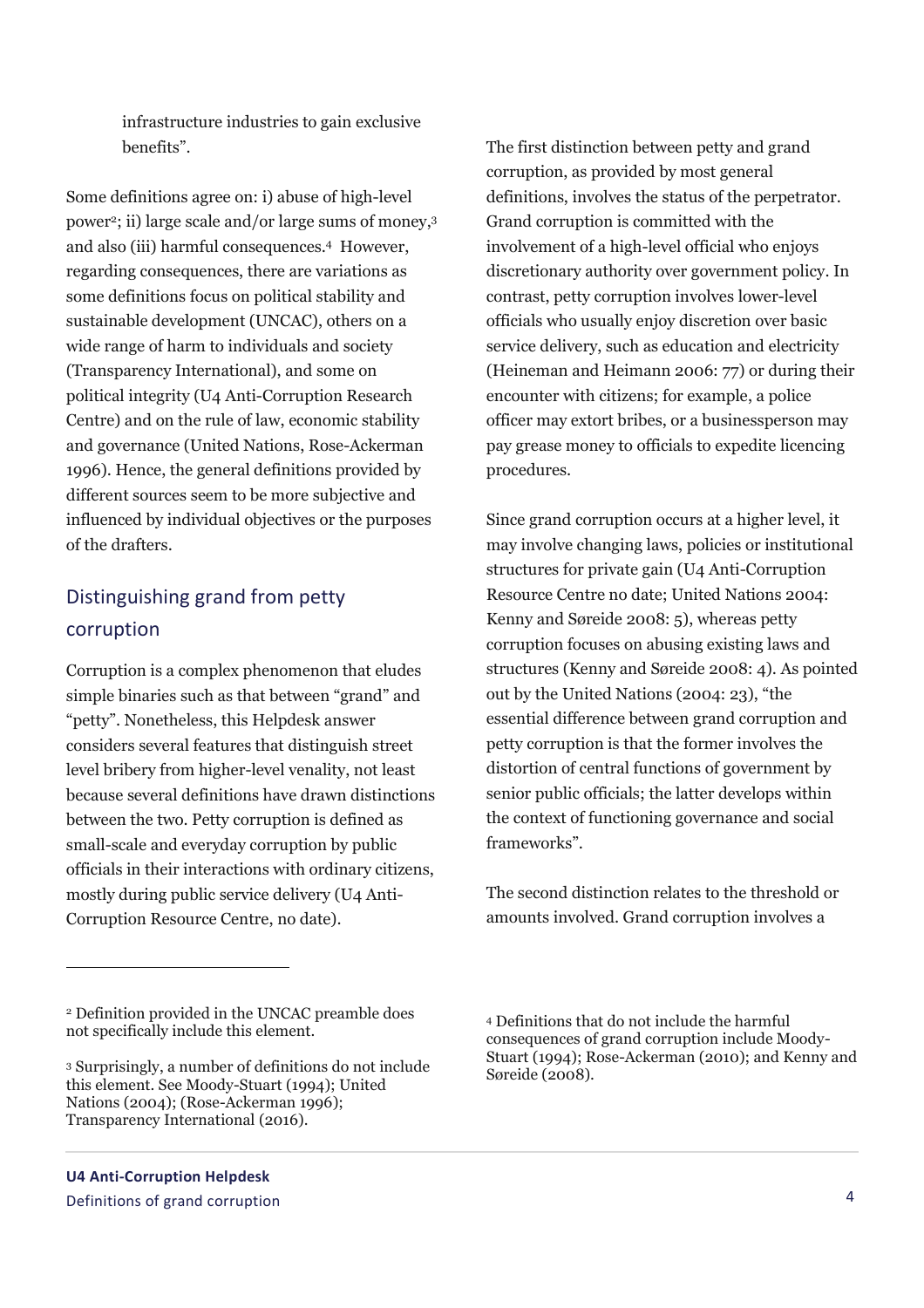infrastructure industries to gain exclusive benefits".

Some definitions agree on: i) abuse of high-level power[2]; ii) large scale and/or large sums of money,[3] and also (iii) harmful consequences.[4] However, regarding consequences, there are variations as some definitions focus on political stability and sustainable development (UNCAC), others on a wide range of harm to individuals and society (Transparency International), and some on political integrity (U4 Anti-Corruption Research Centre) and on the rule of law, economic stability and governance (United Nations, Rose-Ackerman 1996). Hence, the general definitions provided by different sources seem to be more subjective and influenced by individual objectives or the purposes of the drafters.

## Distinguishing grand from petty corruption

Corruption is a complex phenomenon that eludes simple binaries such as that between "grand" and "petty". Nonetheless, this Helpdesk answer considers several features that distinguish street level bribery from higher-level venality, not least because several definitions have drawn distinctions between the two. Petty corruption is defined as small-scale and everyday corruption by public officials in their interactions with ordinary citizens, mostly during public service delivery (U4 Anti-Corruption Resource Centre, no date).

The first distinction between petty and grand corruption, as provided by most general definitions, involves the status of the perpetrator. Grand corruption is committed with the involvement of a high-level official who enjoys discretionary authority over government policy. In contrast, petty corruption involves lower-level officials who usually enjoy discretion over basic service delivery, such as education and electricity (Heineman and Heimann 2006: 77) or during their encounter with citizens; for example, a police officer may extort bribes, or a businessperson may pay grease money to officials to expedite licencing procedures.

Since grand corruption occurs at a higher level, it may involve changing laws, policies or institutional structures for private gain (U4 Anti-Corruption Resource Centre no date; United Nations 2004: Kenny and Søreide 2008: 5), whereas petty corruption focuses on abusing existing laws and structures (Kenny and Søreide 2008: 4). As pointed out by the United Nations (2004: 23), "the essential difference between grand corruption and petty corruption is that the former involves the distortion of central functions of government by senior public officials; the latter develops within the context of functioning governance and social frameworks".

The second distinction relates to the threshold or amounts involved. Grand corruption involves a

---

[2] Definition provided in the UNCAC preamble does not specifically include this element.

[3] Surprisingly, a number of definitions do not include this element. See Moody-Stuart (1994); United Nations (2004); (Rose-Ackerman 1996); Transparency International (2016).

[4] Definitions that do not include the harmful consequences of grand corruption include Moody-Stuart (1994); Rose-Ackerman (2010); and Kenny and Søreide (2008).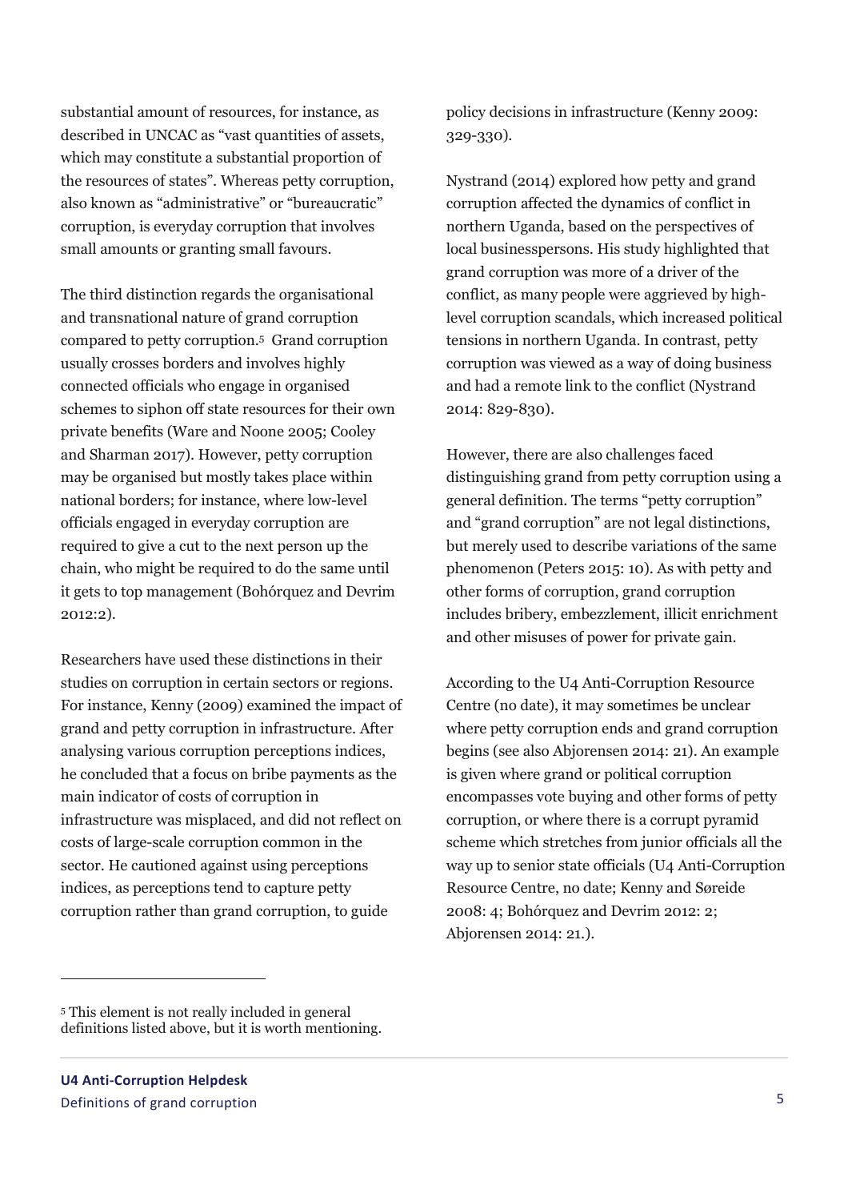substantial amount of resources, for instance, as described in UNCAC as "vast quantities of assets, which may constitute a substantial proportion of the resources of states". Whereas petty corruption, also known as "administrative" or "bureaucratic" corruption, is everyday corruption that involves small amounts or granting small favours.

The third distinction regards the organisational and transnational nature of grand corruption compared to petty corruption.[5] Grand corruption usually crosses borders and involves highly connected officials who engage in organised schemes to siphon off state resources for their own private benefits (Ware and Noone 2005; Cooley and Sharman 2017). However, petty corruption may be organised but mostly takes place within national borders; for instance, where low-level officials engaged in everyday corruption are required to give a cut to the next person up the chain, who might be required to do the same until it gets to top management (Bohórquez and Devrim 2012:2).

Researchers have used these distinctions in their studies on corruption in certain sectors or regions. For instance, Kenny (2009) examined the impact of grand and petty corruption in infrastructure. After analysing various corruption perceptions indices, he concluded that a focus on bribe payments as the main indicator of costs of corruption in infrastructure was misplaced, and did not reflect on costs of large-scale corruption common in the sector. He cautioned against using perceptions indices, as perceptions tend to capture petty corruption rather than grand corruption, to guide policy decisions in infrastructure (Kenny 2009: 329-330).

Nystrand (2014) explored how petty and grand corruption affected the dynamics of conflict in northern Uganda, based on the perspectives of local businesspersons. His study highlighted that grand corruption was more of a driver of the conflict, as many people were aggrieved by high-level corruption scandals, which increased political tensions in northern Uganda. In contrast, petty corruption was viewed as a way of doing business and had a remote link to the conflict (Nystrand 2014: 829-830).

However, there are also challenges faced distinguishing grand from petty corruption using a general definition. The terms "petty corruption" and "grand corruption" are not legal distinctions, but merely used to describe variations of the same phenomenon (Peters 2015: 10). As with petty and other forms of corruption, grand corruption includes bribery, embezzlement, illicit enrichment and other misuses of power for private gain.

According to the U4 Anti-Corruption Resource Centre (no date), it may sometimes be unclear where petty corruption ends and grand corruption begins (see also Abjorensen 2014: 21). An example is given where grand or political corruption encompasses vote buying and other forms of petty corruption, or where there is a corrupt pyramid scheme which stretches from junior officials all the way up to senior state officials (U4 Anti-Corruption Resource Centre, no date; Kenny and Søreide 2008: 4; Bohórquez and Devrim 2012: 2; Abjorensen 2014: 21.).

[5] This element is not really included in general definitions listed above, but it is worth mentioning.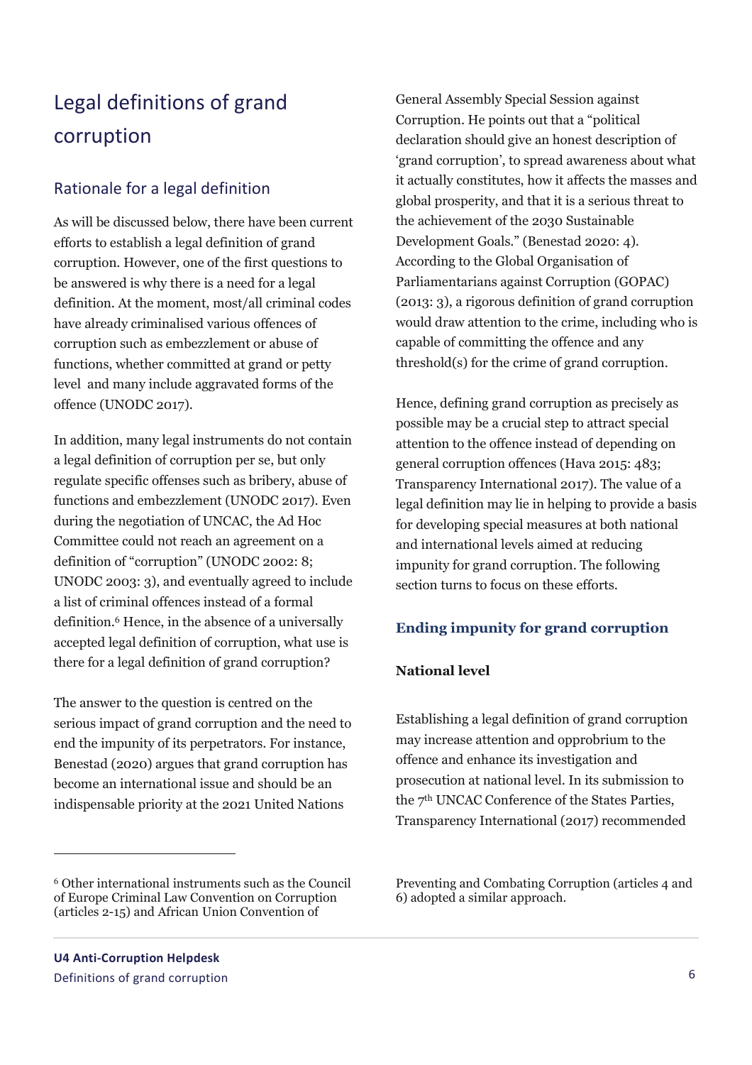# Legal definitions of grand corruption

## Rationale for a legal definition

As will be discussed below, there have been current efforts to establish a legal definition of grand corruption. However, one of the first questions to be answered is why there is a need for a legal definition. At the moment, most/all criminal codes have already criminalised various offences of corruption such as embezzlement or abuse of functions, whether committed at grand or petty level and many include aggravated forms of the offence (UNODC 2017).

In addition, many legal instruments do not contain a legal definition of corruption per se, but only regulate specific offenses such as bribery, abuse of functions and embezzlement (UNODC 2017). Even during the negotiation of UNCAC, the Ad Hoc Committee could not reach an agreement on a definition of "corruption" (UNODC 2002: 8; UNODC 2003: 3), and eventually agreed to include a list of criminal offences instead of a formal definition.[6] Hence, in the absence of a universally accepted legal definition of corruption, what use is there for a legal definition of grand corruption?

The answer to the question is centred on the serious impact of grand corruption and the need to end the impunity of its perpetrators. For instance, Benestad (2020) argues that grand corruption has become an international issue and should be an indispensable priority at the 2021 United Nations General Assembly Special Session against Corruption. He points out that a "political declaration should give an honest description of 'grand corruption', to spread awareness about what it actually constitutes, how it affects the masses and global prosperity, and that it is a serious threat to the achievement of the 2030 Sustainable Development Goals." (Benestad 2020: 4). According to the Global Organisation of Parliamentarians against Corruption (GOPAC) (2013: 3), a rigorous definition of grand corruption would draw attention to the crime, including who is capable of committing the offence and any threshold(s) for the crime of grand corruption.

Hence, defining grand corruption as precisely as possible may be a crucial step to attract special attention to the offence instead of depending on general corruption offences (Hava 2015: 483; Transparency International 2017). The value of a legal definition may lie in helping to provide a basis for developing special measures at both national and international levels aimed at reducing impunity for grand corruption. The following section turns to focus on these efforts.

### Ending impunity for grand corruption

#### National level

Establishing a legal definition of grand corruption may increase attention and opprobrium to the offence and enhance its investigation and prosecution at national level. In its submission to the 7th UNCAC Conference of the States Parties, Transparency International (2017) recommended

---

[6] Other international instruments such as the Council of Europe Criminal Law Convention on Corruption (articles 2-15) and African Union Convention of Preventing and Combating Corruption (articles 4 and 6) adopted a similar approach.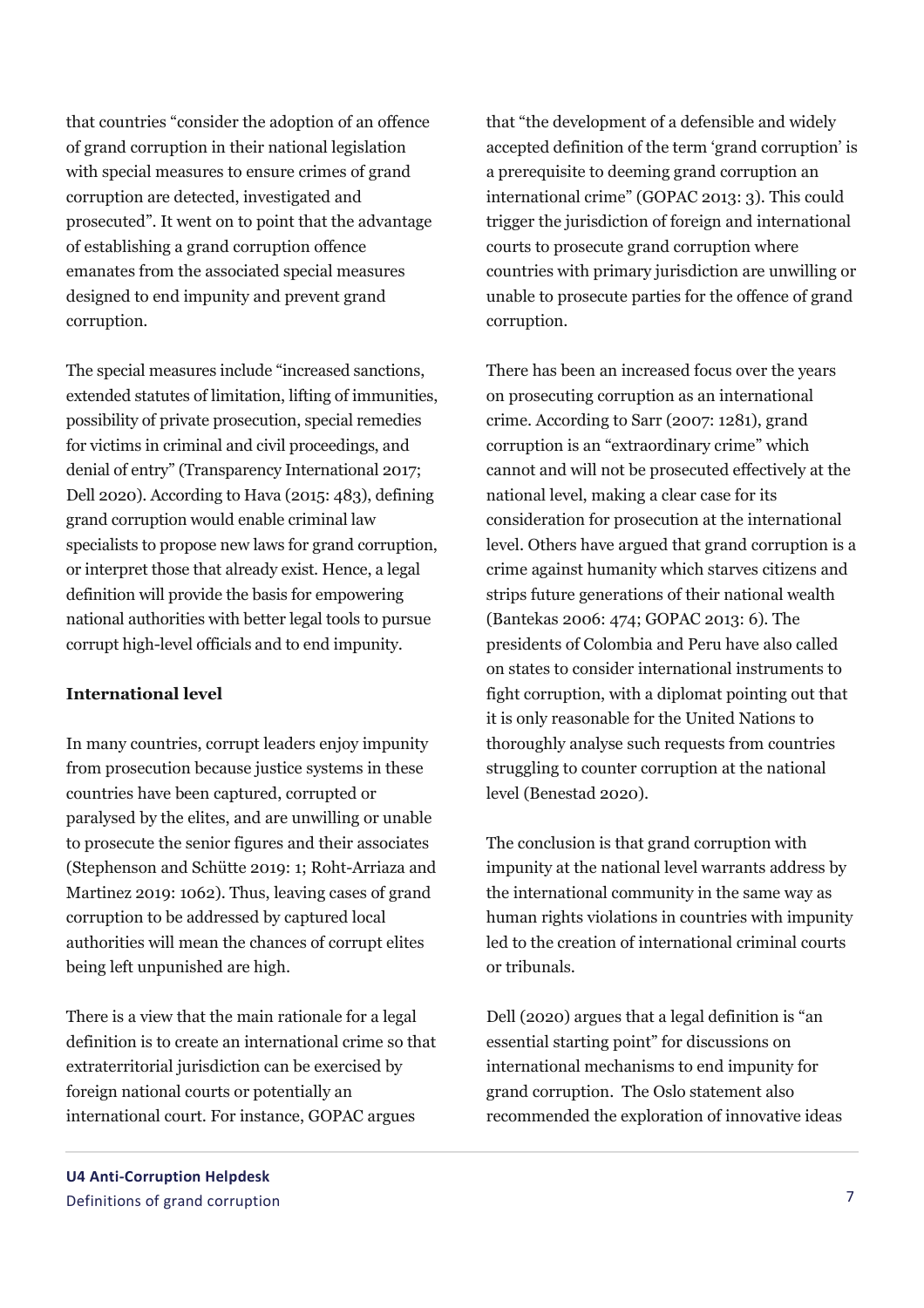that countries "consider the adoption of an offence of grand corruption in their national legislation with special measures to ensure crimes of grand corruption are detected, investigated and prosecuted". It went on to point that the advantage of establishing a grand corruption offence emanates from the associated special measures designed to end impunity and prevent grand corruption.

The special measures include "increased sanctions, extended statutes of limitation, lifting of immunities, possibility of private prosecution, special remedies for victims in criminal and civil proceedings, and denial of entry" (Transparency International 2017; Dell 2020). According to Hava (2015: 483), defining grand corruption would enable criminal law specialists to propose new laws for grand corruption, or interpret those that already exist. Hence, a legal definition will provide the basis for empowering national authorities with better legal tools to pursue corrupt high-level officials and to end impunity.

### International level

In many countries, corrupt leaders enjoy impunity from prosecution because justice systems in these countries have been captured, corrupted or paralysed by the elites, and are unwilling or unable to prosecute the senior figures and their associates (Stephenson and Schütte 2019: 1; Roht-Arriaza and Martinez 2019: 1062). Thus, leaving cases of grand corruption to be addressed by captured local authorities will mean the chances of corrupt elites being left unpunished are high.

There is a view that the main rationale for a legal definition is to create an international crime so that extraterritorial jurisdiction can be exercised by foreign national courts or potentially an international court. For instance, GOPAC argues that "the development of a defensible and widely accepted definition of the term 'grand corruption' is a prerequisite to deeming grand corruption an international crime" (GOPAC 2013: 3). This could trigger the jurisdiction of foreign and international courts to prosecute grand corruption where countries with primary jurisdiction are unwilling or unable to prosecute parties for the offence of grand corruption.

There has been an increased focus over the years on prosecuting corruption as an international crime. According to Sarr (2007: 1281), grand corruption is an "extraordinary crime" which cannot and will not be prosecuted effectively at the national level, making a clear case for its consideration for prosecution at the international level. Others have argued that grand corruption is a crime against humanity which starves citizens and strips future generations of their national wealth (Bantekas 2006: 474; GOPAC 2013: 6). The presidents of Colombia and Peru have also called on states to consider international instruments to fight corruption, with a diplomat pointing out that it is only reasonable for the United Nations to thoroughly analyse such requests from countries struggling to counter corruption at the national level (Benestad 2020).

The conclusion is that grand corruption with impunity at the national level warrants address by the international community in the same way as human rights violations in countries with impunity led to the creation of international criminal courts or tribunals.

Dell (2020) argues that a legal definition is "an essential starting point" for discussions on international mechanisms to end impunity for grand corruption. The Oslo statement also recommended the exploration of innovative ideas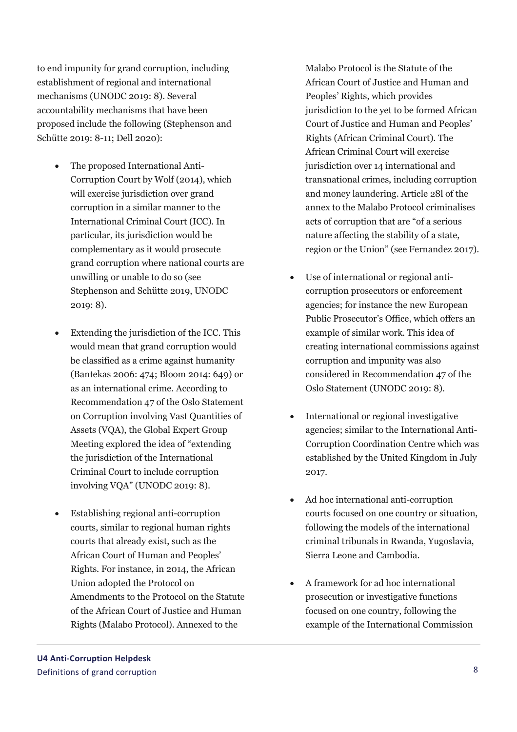to end impunity for grand corruption, including establishment of regional and international mechanisms (UNODC 2019: 8). Several accountability mechanisms that have been proposed include the following (Stephenson and Schütte 2019: 8-11; Dell 2020):

- The proposed International Anti-Corruption Court by Wolf (2014), which will exercise jurisdiction over grand corruption in a similar manner to the International Criminal Court (ICC). In particular, its jurisdiction would be complementary as it would prosecute grand corruption where national courts are unwilling or unable to do so (see Stephenson and Schütte 2019, UNODC 2019: 8).

- Extending the jurisdiction of the ICC. This would mean that grand corruption would be classified as a crime against humanity (Bantekas 2006: 474; Bloom 2014: 649) or as an international crime. According to Recommendation 47 of the Oslo Statement on Corruption involving Vast Quantities of Assets (VQA), the Global Expert Group Meeting explored the idea of "extending the jurisdiction of the International Criminal Court to include corruption involving VQA" (UNODC 2019: 8).

- Establishing regional anti-corruption courts, similar to regional human rights courts that already exist, such as the African Court of Human and Peoples' Rights. For instance, in 2014, the African Union adopted the Protocol on Amendments to the Protocol on the Statute of the African Court of Justice and Human Rights (Malabo Protocol). Annexed to the Malabo Protocol is the Statute of the African Court of Justice and Human and Peoples' Rights, which provides jurisdiction to the yet to be formed African Court of Justice and Human and Peoples' Rights (African Criminal Court). The African Criminal Court will exercise jurisdiction over 14 international and transnational crimes, including corruption and money laundering. Article 28l of the annex to the Malabo Protocol criminalises acts of corruption that are "of a serious nature affecting the stability of a state, region or the Union" (see Fernandez 2017).

- Use of international or regional anti-corruption prosecutors or enforcement agencies; for instance the new European Public Prosecutor's Office, which offers an example of similar work. This idea of creating international commissions against corruption and impunity was also considered in Recommendation 47 of the Oslo Statement (UNODC 2019: 8).

- International or regional investigative agencies; similar to the International Anti-Corruption Coordination Centre which was established by the United Kingdom in July 2017.

- Ad hoc international anti-corruption courts focused on one country or situation, following the models of the international criminal tribunals in Rwanda, Yugoslavia, Sierra Leone and Cambodia.

- A framework for ad hoc international prosecution or investigative functions focused on one country, following the example of the International Commission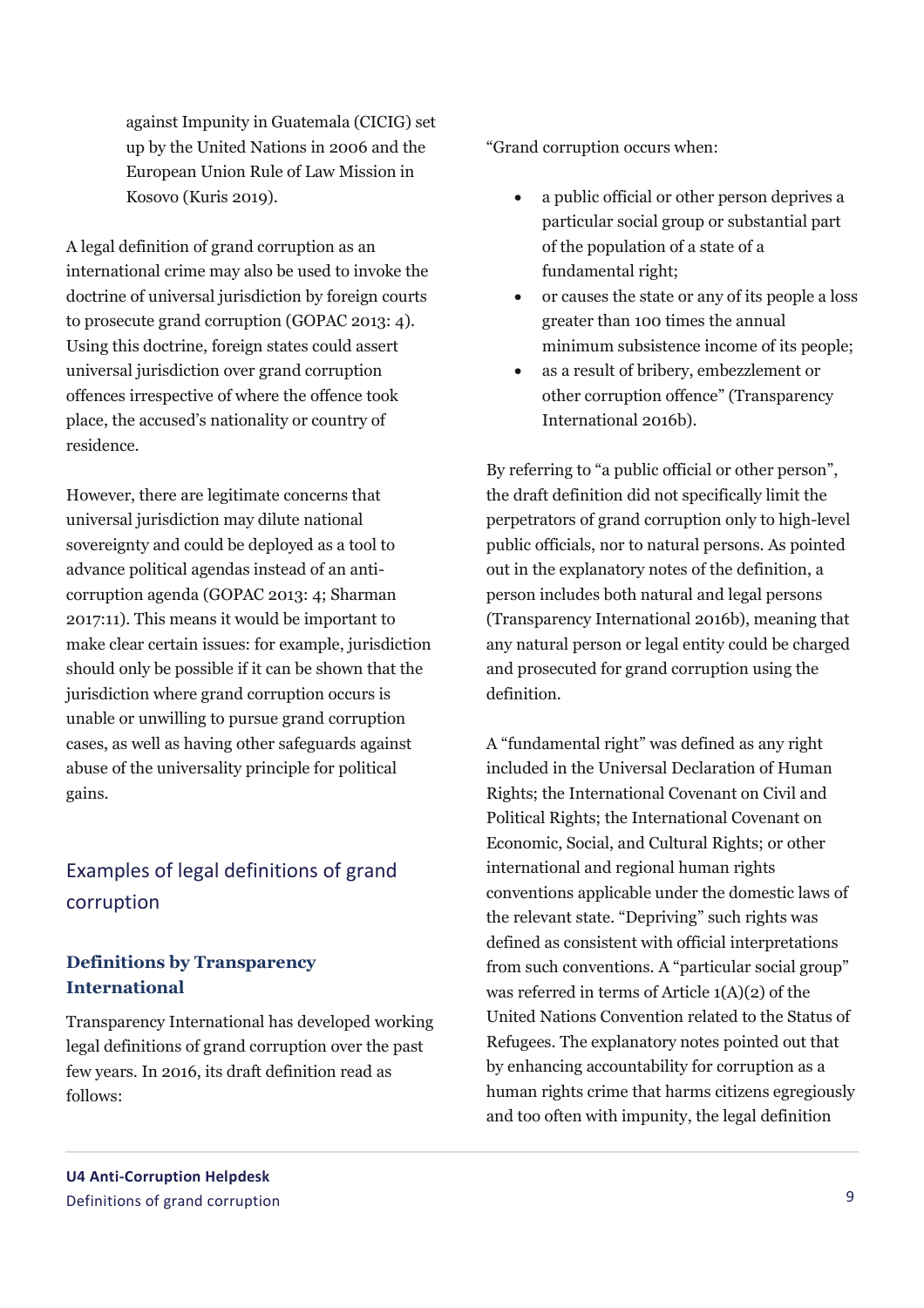against Impunity in Guatemala (CICIG) set up by the United Nations in 2006 and the European Union Rule of Law Mission in Kosovo (Kuris 2019).

A legal definition of grand corruption as an international crime may also be used to invoke the doctrine of universal jurisdiction by foreign courts to prosecute grand corruption (GOPAC 2013: 4). Using this doctrine, foreign states could assert universal jurisdiction over grand corruption offences irrespective of where the offence took place, the accused's nationality or country of residence.

However, there are legitimate concerns that universal jurisdiction may dilute national sovereignty and could be deployed as a tool to advance political agendas instead of an anti-corruption agenda (GOPAC 2013: 4; Sharman 2017:11). This means it would be important to make clear certain issues: for example, jurisdiction should only be possible if it can be shown that the jurisdiction where grand corruption occurs is unable or unwilling to pursue grand corruption cases, as well as having other safeguards against abuse of the universality principle for political gains.

## Examples of legal definitions of grand corruption

### Definitions by Transparency International

Transparency International has developed working legal definitions of grand corruption over the past few years. In 2016, its draft definition read as follows:

"Grand corruption occurs when:

- a public official or other person deprives a particular social group or substantial part of the population of a state of a fundamental right;
- or causes the state or any of its people a loss greater than 100 times the annual minimum subsistence income of its people;
- as a result of bribery, embezzlement or other corruption offence" (Transparency International 2016b).

By referring to "a public official or other person", the draft definition did not specifically limit the perpetrators of grand corruption only to high-level public officials, nor to natural persons. As pointed out in the explanatory notes of the definition, a person includes both natural and legal persons (Transparency International 2016b), meaning that any natural person or legal entity could be charged and prosecuted for grand corruption using the definition.

A "fundamental right" was defined as any right included in the Universal Declaration of Human Rights; the International Covenant on Civil and Political Rights; the International Covenant on Economic, Social, and Cultural Rights; or other international and regional human rights conventions applicable under the domestic laws of the relevant state. "Depriving" such rights was defined as consistent with official interpretations from such conventions. A "particular social group" was referred in terms of Article 1(A)(2) of the United Nations Convention related to the Status of Refugees. The explanatory notes pointed out that by enhancing accountability for corruption as a human rights crime that harms citizens egregiously and too often with impunity, the legal definition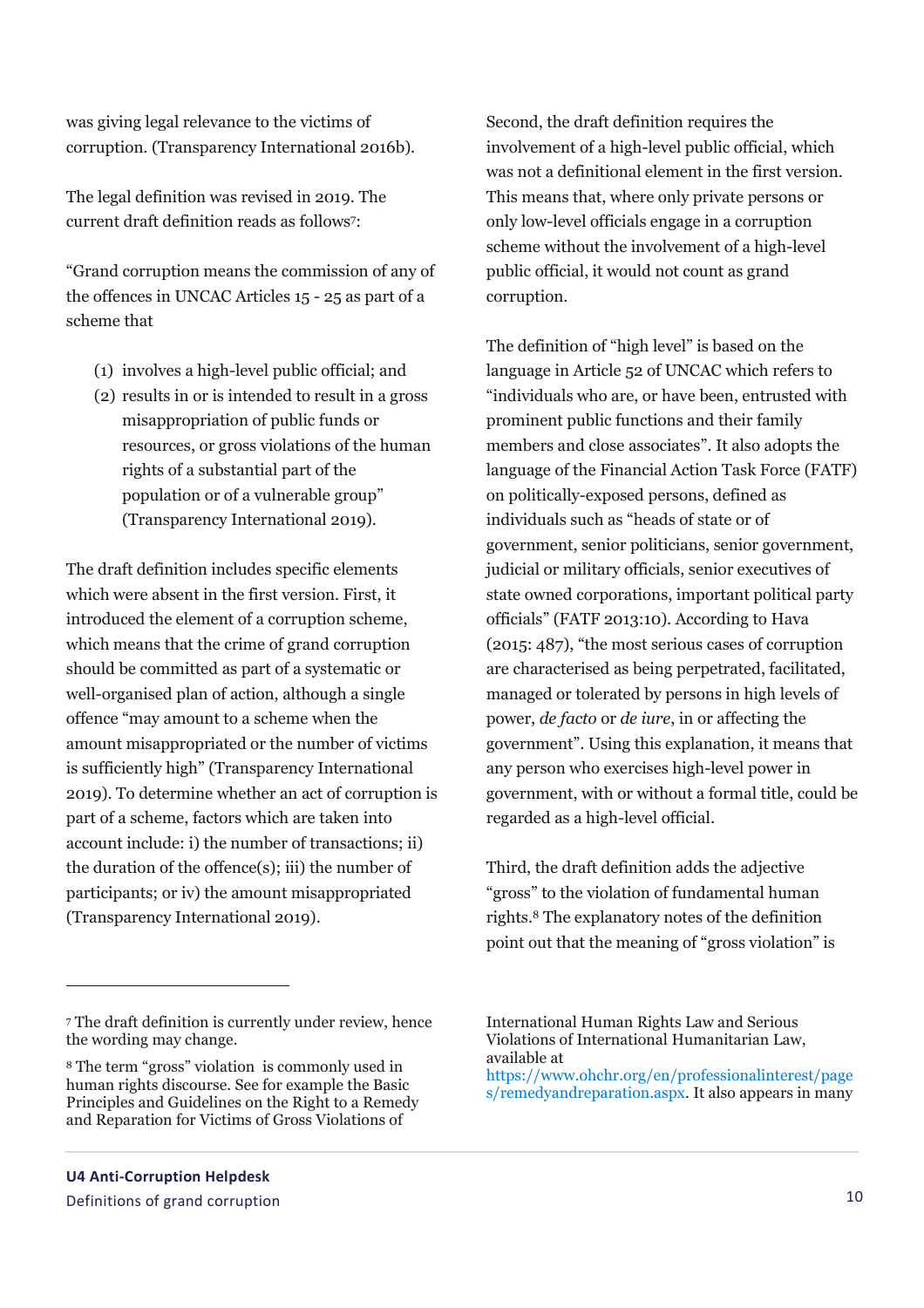was giving legal relevance to the victims of corruption. (Transparency International 2016b).

The legal definition was revised in 2019. The current draft definition reads as follows[7]:

"Grand corruption means the commission of any of the offences in UNCAC Articles 15 - 25 as part of a scheme that

(1) involves a high-level public official; and
(2) results in or is intended to result in a gross misappropriation of public funds or resources, or gross violations of the human rights of a substantial part of the population or of a vulnerable group" (Transparency International 2019).

The draft definition includes specific elements which were absent in the first version. First, it introduced the element of a corruption scheme, which means that the crime of grand corruption should be committed as part of a systematic or well-organised plan of action, although a single offence "may amount to a scheme when the amount misappropriated or the number of victims is sufficiently high" (Transparency International 2019). To determine whether an act of corruption is part of a scheme, factors which are taken into account include: i) the number of transactions; ii) the duration of the offence(s); iii) the number of participants; or iv) the amount misappropriated (Transparency International 2019).

Second, the draft definition requires the involvement of a high-level public official, which was not a definitional element in the first version. This means that, where only private persons or only low-level officials engage in a corruption scheme without the involvement of a high-level public official, it would not count as grand corruption.

The definition of "high level" is based on the language in Article 52 of UNCAC which refers to "individuals who are, or have been, entrusted with prominent public functions and their family members and close associates". It also adopts the language of the Financial Action Task Force (FATF) on politically-exposed persons, defined as individuals such as "heads of state or of government, senior politicians, senior government, judicial or military officials, senior executives of state owned corporations, important political party officials" (FATF 2013:10). According to Hava (2015: 487), "the most serious cases of corruption are characterised as being perpetrated, facilitated, managed or tolerated by persons in high levels of power, *de facto* or *de iure*, in or affecting the government". Using this explanation, it means that any person who exercises high-level power in government, with or without a formal title, could be regarded as a high-level official.

Third, the draft definition adds the adjective "gross" to the violation of fundamental human rights.[8] The explanatory notes of the definition point out that the meaning of "gross violation" is

---

[7] The draft definition is currently under review, hence the wording may change.

[8] The term "gross" violation is commonly used in human rights discourse. See for example the Basic Principles and Guidelines on the Right to a Remedy and Reparation for Victims of Gross Violations of International Human Rights Law and Serious Violations of International Humanitarian Law, available at https://www.ohchr.org/en/professionalinterest/pages/remedyandreparation.aspx. It also appears in many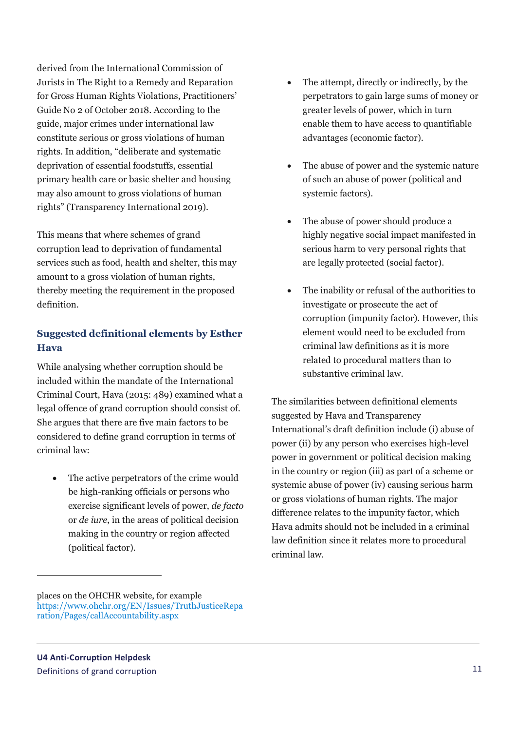derived from the International Commission of Jurists in The Right to a Remedy and Reparation for Gross Human Rights Violations, Practitioners' Guide No 2 of October 2018. According to the guide, major crimes under international law constitute serious or gross violations of human rights. In addition, "deliberate and systematic deprivation of essential foodstuffs, essential primary health care or basic shelter and housing may also amount to gross violations of human rights" (Transparency International 2019).

This means that where schemes of grand corruption lead to deprivation of fundamental services such as food, health and shelter, this may amount to a gross violation of human rights, thereby meeting the requirement in the proposed definition.

### Suggested definitional elements by Esther Hava

While analysing whether corruption should be included within the mandate of the International Criminal Court, Hava (2015: 489) examined what a legal offence of grand corruption should consist of. She argues that there are five main factors to be considered to define grand corruption in terms of criminal law:

- The active perpetrators of the crime would be high-ranking officials or persons who exercise significant levels of power, *de facto* or *de iure*, in the areas of political decision making in the country or region affected (political factor).
- The attempt, directly or indirectly, by the perpetrators to gain large sums of money or greater levels of power, which in turn enable them to have access to quantifiable advantages (economic factor).
- The abuse of power and the systemic nature of such an abuse of power (political and systemic factors).
- The abuse of power should produce a highly negative social impact manifested in serious harm to very personal rights that are legally protected (social factor).
- The inability or refusal of the authorities to investigate or prosecute the act of corruption (impunity factor). However, this element would need to be excluded from criminal law definitions as it is more related to procedural matters than to substantive criminal law.

The similarities between definitional elements suggested by Hava and Transparency International's draft definition include (i) abuse of power (ii) by any person who exercises high-level power in government or political decision making in the country or region (iii) as part of a scheme or systemic abuse of power (iv) causing serious harm or gross violations of human rights. The major difference relates to the impunity factor, which Hava admits should not be included in a criminal law definition since it relates more to procedural criminal law.

---

places on the OHCHR website, for example https://www.ohchr.org/EN/Issues/TruthJusticeReparation/Pages/callAccountability.aspx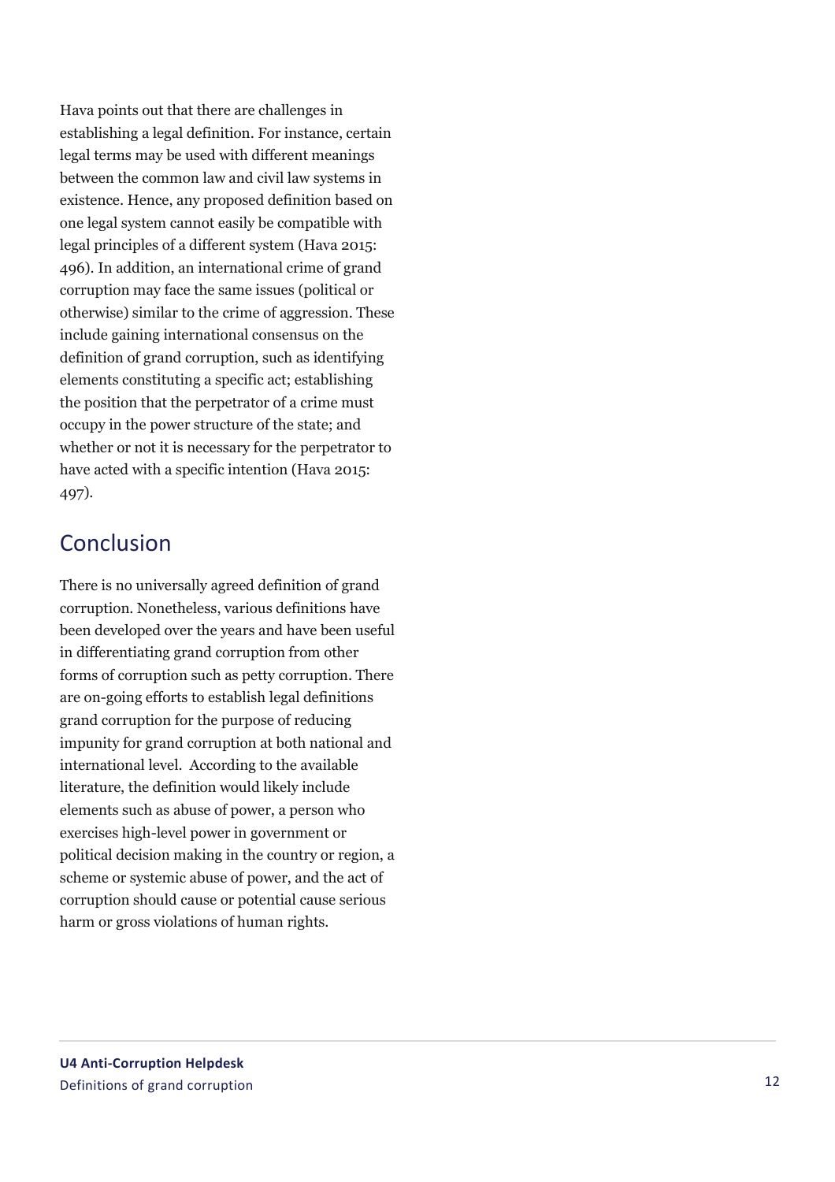Hava points out that there are challenges in establishing a legal definition. For instance, certain legal terms may be used with different meanings between the common law and civil law systems in existence. Hence, any proposed definition based on one legal system cannot easily be compatible with legal principles of a different system (Hava 2015: 496). In addition, an international crime of grand corruption may face the same issues (political or otherwise) similar to the crime of aggression. These include gaining international consensus on the definition of grand corruption, such as identifying elements constituting a specific act; establishing the position that the perpetrator of a crime must occupy in the power structure of the state; and whether or not it is necessary for the perpetrator to have acted with a specific intention (Hava 2015: 497).

## Conclusion

There is no universally agreed definition of grand corruption. Nonetheless, various definitions have been developed over the years and have been useful in differentiating grand corruption from other forms of corruption such as petty corruption. There are on-going efforts to establish legal definitions grand corruption for the purpose of reducing impunity for grand corruption at both national and international level. According to the available literature, the definition would likely include elements such as abuse of power, a person who exercises high-level power in government or political decision making in the country or region, a scheme or systemic abuse of power, and the act of corruption should cause or potential cause serious harm or gross violations of human rights.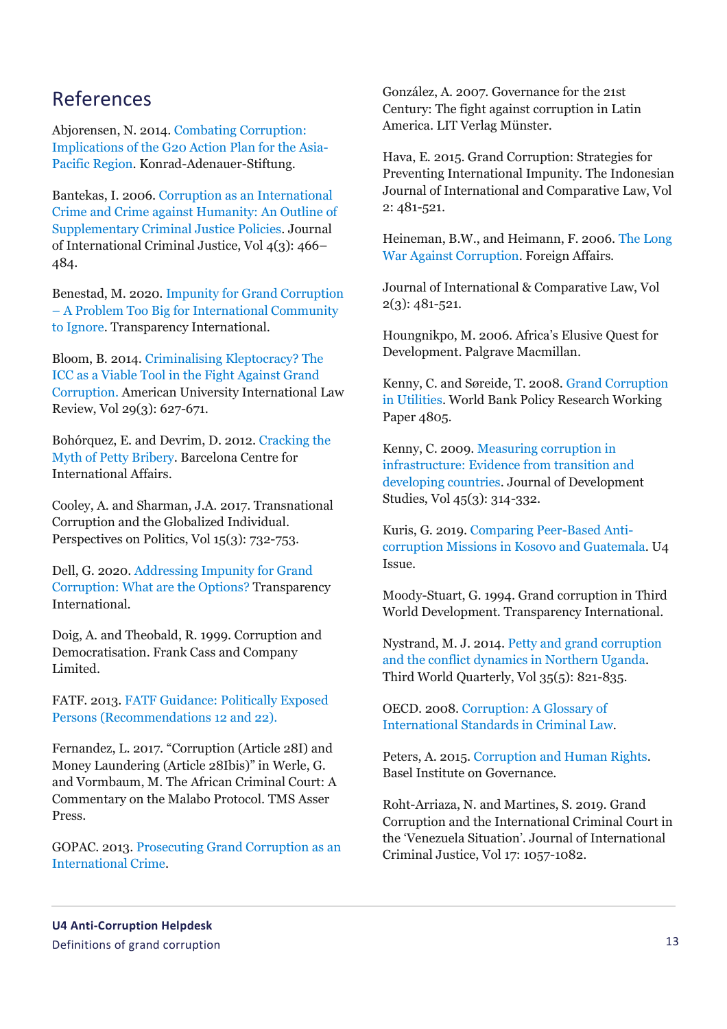## References

Abjorensen, N. 2014. Combating Corruption: Implications of the G20 Action Plan for the Asia-Pacific Region. Konrad-Adenauer-Stiftung.

Bantekas, I. 2006. Corruption as an International Crime and Crime against Humanity: An Outline of Supplementary Criminal Justice Policies. Journal of International Criminal Justice, Vol 4(3): 466–484.

Benestad, M. 2020. Impunity for Grand Corruption – A Problem Too Big for International Community to Ignore. Transparency International.

Bloom, B. 2014. Criminalising Kleptocracy? The ICC as a Viable Tool in the Fight Against Grand Corruption. American University International Law Review, Vol 29(3): 627-671.

Bohórquez, E. and Devrim, D. 2012. Cracking the Myth of Petty Bribery. Barcelona Centre for International Affairs.

Cooley, A. and Sharman, J.A. 2017. Transnational Corruption and the Globalized Individual. Perspectives on Politics, Vol 15(3): 732-753.

Dell, G. 2020. Addressing Impunity for Grand Corruption: What are the Options? Transparency International.

Doig, A. and Theobald, R. 1999. Corruption and Democratisation. Frank Cass and Company Limited.

FATF. 2013. FATF Guidance: Politically Exposed Persons (Recommendations 12 and 22).

Fernandez, L. 2017. "Corruption (Article 28I) and Money Laundering (Article 28Ibis)" in Werle, G. and Vormbaum, M. The African Criminal Court: A Commentary on the Malabo Protocol. TMS Asser Press.

GOPAC. 2013. Prosecuting Grand Corruption as an International Crime.

González, A. 2007. Governance for the 21st Century: The fight against corruption in Latin America. LIT Verlag Münster.

Hava, E. 2015. Grand Corruption: Strategies for Preventing International Impunity. The Indonesian Journal of International and Comparative Law, Vol 2: 481-521.

Heineman, B.W., and Heimann, F. 2006. The Long War Against Corruption. Foreign Affairs.

Journal of International & Comparative Law, Vol 2(3): 481-521.

Houngnikpo, M. 2006. Africa's Elusive Quest for Development. Palgrave Macmillan.

Kenny, C. and Søreide, T. 2008. Grand Corruption in Utilities. World Bank Policy Research Working Paper 4805.

Kenny, C. 2009. Measuring corruption in infrastructure: Evidence from transition and developing countries. Journal of Development Studies, Vol 45(3): 314-332.

Kuris, G. 2019. Comparing Peer-Based Anti-corruption Missions in Kosovo and Guatemala. U4 Issue.

Moody-Stuart, G. 1994. Grand corruption in Third World Development. Transparency International.

Nystrand, M. J. 2014. Petty and grand corruption and the conflict dynamics in Northern Uganda. Third World Quarterly, Vol 35(5): 821-835.

OECD. 2008. Corruption: A Glossary of International Standards in Criminal Law.

Peters, A. 2015. Corruption and Human Rights. Basel Institute on Governance.

Roht-Arriaza, N. and Martines, S. 2019. Grand Corruption and the International Criminal Court in the 'Venezuela Situation'. Journal of International Criminal Justice, Vol 17: 1057-1082.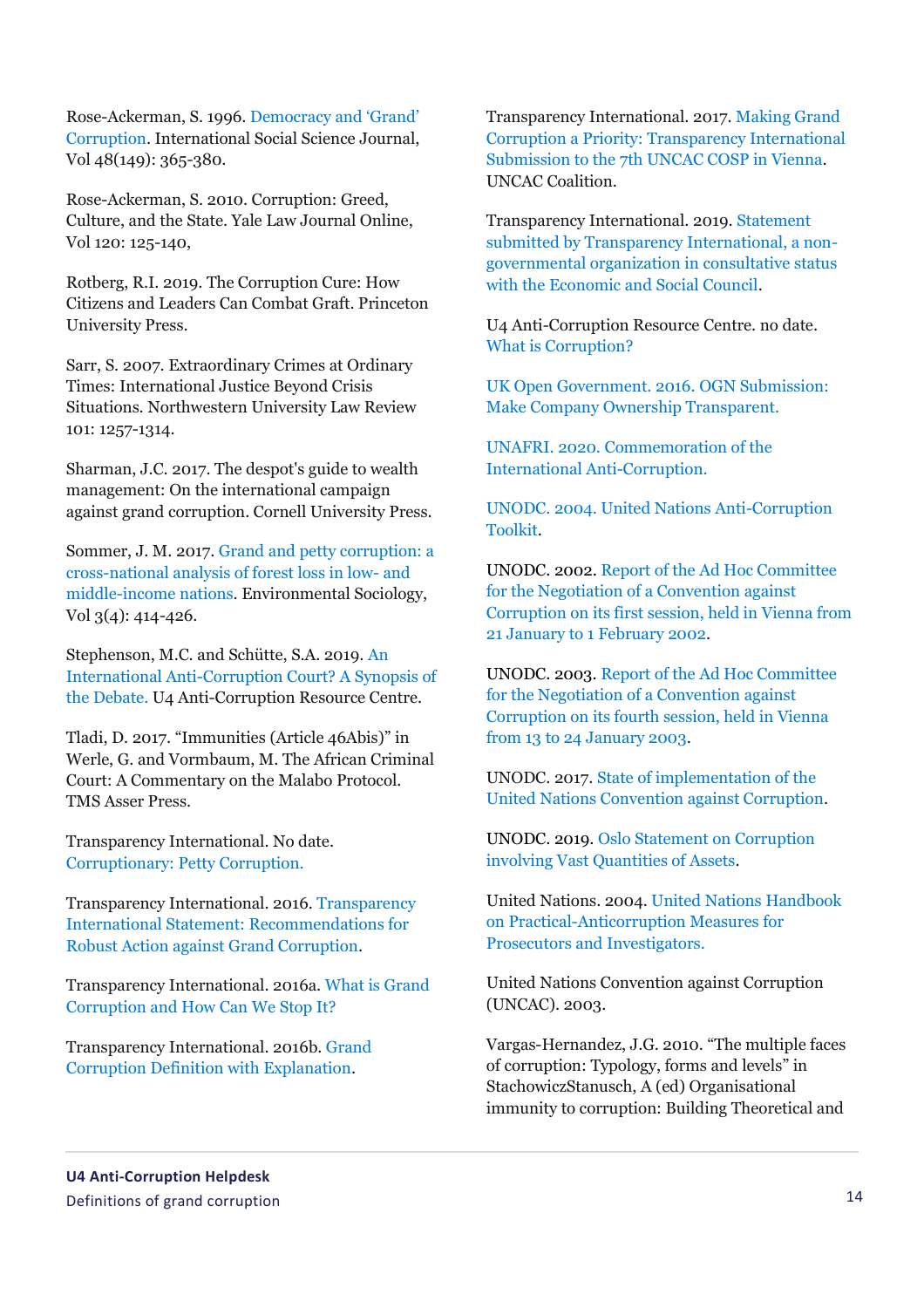Rose-Ackerman, S. 1996. Democracy and 'Grand' Corruption. International Social Science Journal, Vol 48(149): 365-380.

Rose-Ackerman, S. 2010. Corruption: Greed, Culture, and the State. Yale Law Journal Online, Vol 120: 125-140,

Rotberg, R.I. 2019. The Corruption Cure: How Citizens and Leaders Can Combat Graft. Princeton University Press.

Sarr, S. 2007. Extraordinary Crimes at Ordinary Times: International Justice Beyond Crisis Situations. Northwestern University Law Review 101: 1257-1314.

Sharman, J.C. 2017. The despot's guide to wealth management: On the international campaign against grand corruption. Cornell University Press.

Sommer, J. M. 2017. Grand and petty corruption: a cross-national analysis of forest loss in low- and middle-income nations. Environmental Sociology, Vol 3(4): 414-426.

Stephenson, M.C. and Schütte, S.A. 2019. An International Anti-Corruption Court? A Synopsis of the Debate. U4 Anti-Corruption Resource Centre.

Tladi, D. 2017. "Immunities (Article 46Abis)" in Werle, G. and Vormbaum, M. The African Criminal Court: A Commentary on the Malabo Protocol. TMS Asser Press.

Transparency International. No date. Corruptionary: Petty Corruption.

Transparency International. 2016. Transparency International Statement: Recommendations for Robust Action against Grand Corruption.

Transparency International. 2016a. What is Grand Corruption and How Can We Stop It?

Transparency International. 2016b. Grand Corruption Definition with Explanation.

Transparency International. 2017. Making Grand Corruption a Priority: Transparency International Submission to the 7th UNCAC COSP in Vienna. UNCAC Coalition.

Transparency International. 2019. Statement submitted by Transparency International, a non-governmental organization in consultative status with the Economic and Social Council.

U4 Anti-Corruption Resource Centre. no date. What is Corruption?

UK Open Government. 2016. OGN Submission: Make Company Ownership Transparent.

UNAFRI. 2020. Commemoration of the International Anti-Corruption.

UNODC. 2004. United Nations Anti-Corruption Toolkit.

UNODC. 2002. Report of the Ad Hoc Committee for the Negotiation of a Convention against Corruption on its first session, held in Vienna from 21 January to 1 February 2002.

UNODC. 2003. Report of the Ad Hoc Committee for the Negotiation of a Convention against Corruption on its fourth session, held in Vienna from 13 to 24 January 2003.

UNODC. 2017. State of implementation of the United Nations Convention against Corruption.

UNODC. 2019. Oslo Statement on Corruption involving Vast Quantities of Assets.

United Nations. 2004. United Nations Handbook on Practical-Anticorruption Measures for Prosecutors and Investigators.

United Nations Convention against Corruption (UNCAC). 2003.

Vargas-Hernandez, J.G. 2010. "The multiple faces of corruption: Typology, forms and levels" in StachowiczStanusch, A (ed) Organisational immunity to corruption: Building Theoretical and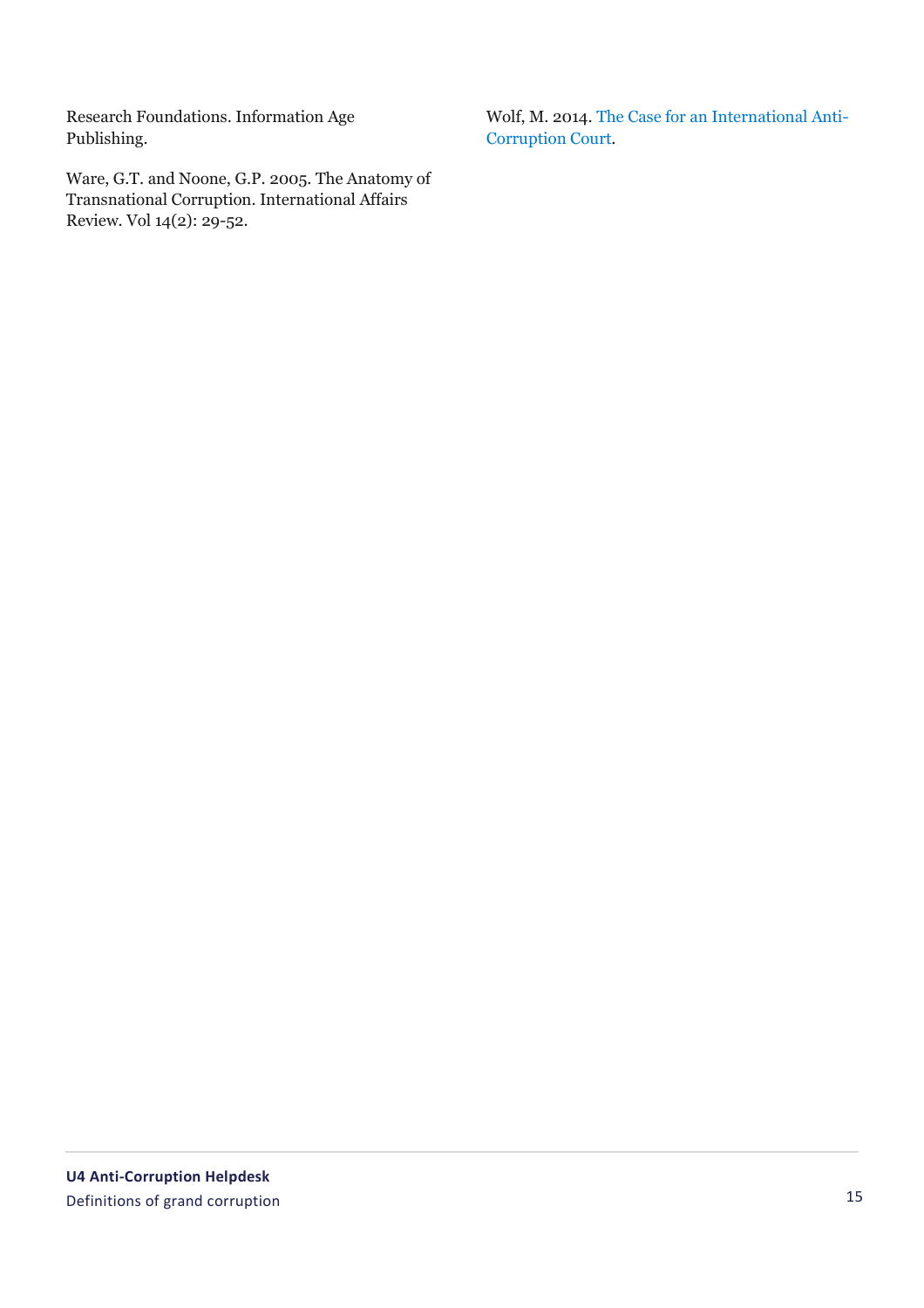Research Foundations. Information Age Publishing.

Ware, G.T. and Noone, G.P. 2005. The Anatomy of Transnational Corruption. International Affairs Review. Vol 14(2): 29-52.

Wolf, M. 2014. The Case for an International Anti-Corruption Court.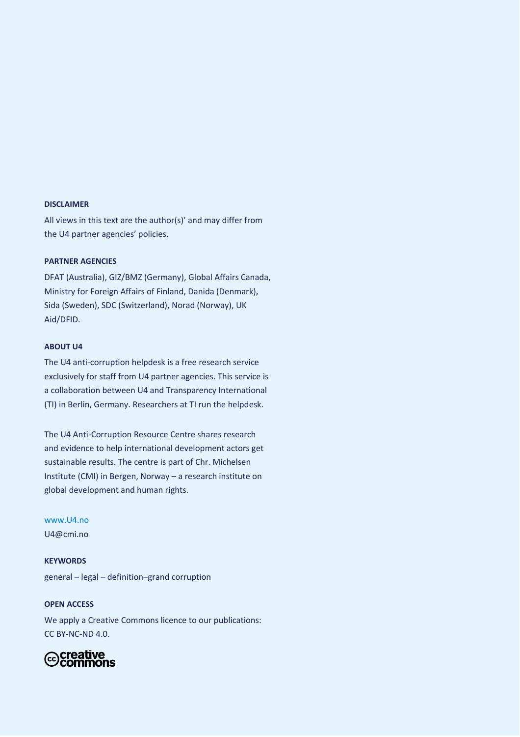**DISCLAIMER**

All views in this text are the author(s)' and may differ from the U4 partner agencies' policies.

**PARTNER AGENCIES**

DFAT (Australia), GIZ/BMZ (Germany), Global Affairs Canada, Ministry for Foreign Affairs of Finland, Danida (Denmark), Sida (Sweden), SDC (Switzerland), Norad (Norway), UK Aid/DFID.

**ABOUT U4**

The U4 anti-corruption helpdesk is a free research service exclusively for staff from U4 partner agencies. This service is a collaboration between U4 and Transparency International (TI) in Berlin, Germany. Researchers at TI run the helpdesk.

The U4 Anti-Corruption Resource Centre shares research and evidence to help international development actors get sustainable results. The centre is part of Chr. Michelsen Institute (CMI) in Bergen, Norway – a research institute on global development and human rights.

www.U4.no

U4@cmi.no

**KEYWORDS**

general – legal – definition–grand corruption

**OPEN ACCESS**

We apply a Creative Commons licence to our publications: CC BY-NC-ND 4.0.